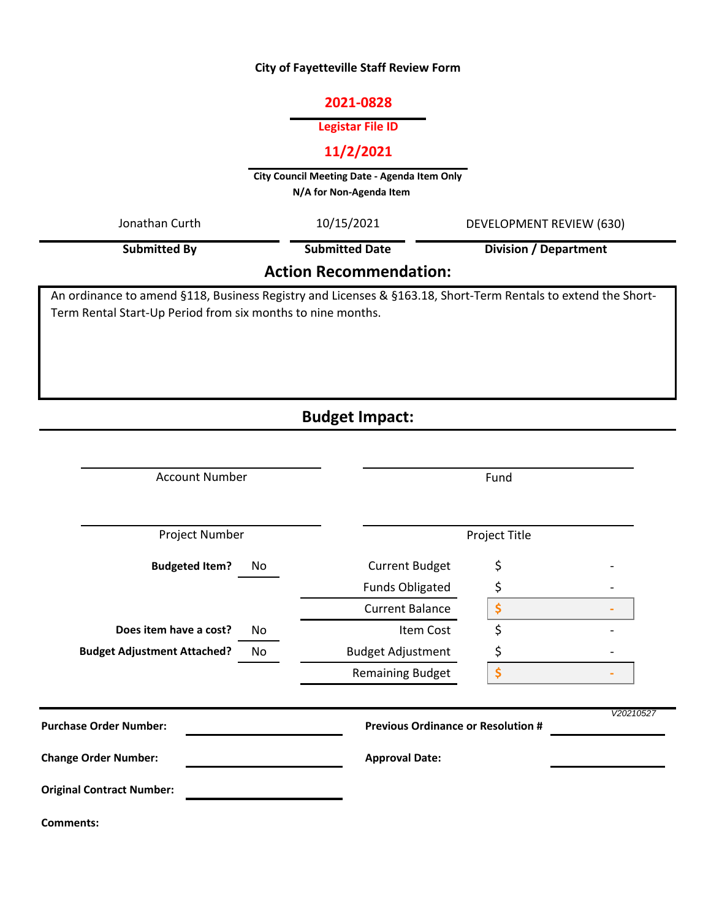**City of Fayetteville Staff Review Form**

**2021-0828**

**Legistar File ID**

**11/2/2021**

**City Council Meeting Date - Agenda Item Only**
**N/A for Non-Agenda Item**

| Jonathan Curth | 10/15/2021 | DEVELOPMENT REVIEW (630) |
|---|---|---|
| **Submitted By** | **Submitted Date** | **Division / Department** |

## Action Recommendation:

An ordinance to amend §118, Business Registry and Licenses & §163.18, Short-Term Rentals to extend the Short-Term Rental Start-Up Period from six months to nine months.

## Budget Impact:

| Account Number | Fund |
|---|---|
| | |

| Project Number | Project Title |
|---|---|
| | |

| | | | |
|---|---|---|---|
| **Budgeted Item?** | No | Current Budget | $ - |
| | | Funds Obligated | $ - |
| | | Current Balance | $ - |
| **Does item have a cost?** | No | Item Cost | $ - |
| **Budget Adjustment Attached?** | No | Budget Adjustment | $ - |
| | | Remaining Budget | $ - |

*V20210527*

**Purchase Order Number:**

**Previous Ordinance or Resolution #**

**Change Order Number:**

**Approval Date:**

**Original Contract Number:**

**Comments:**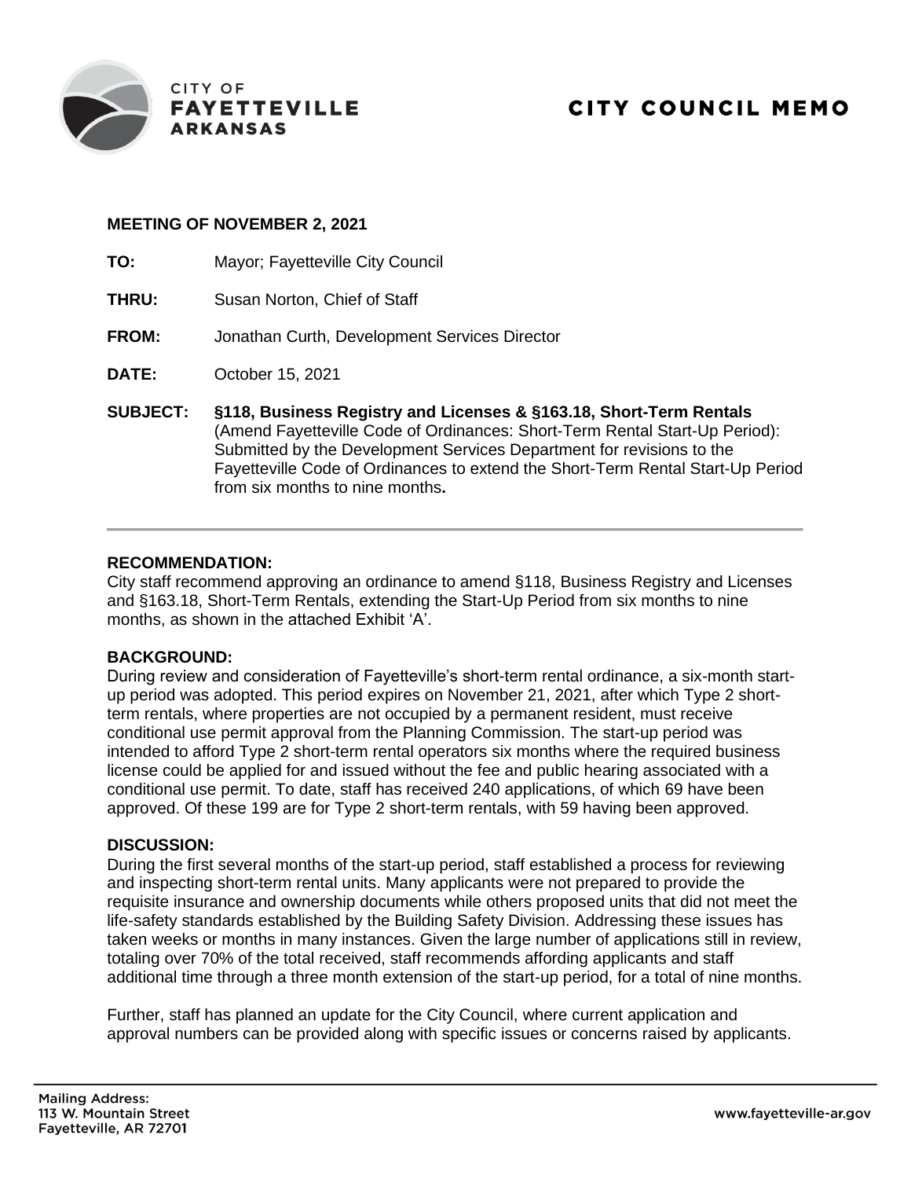CITY OF **FAYETTEVILLE** **ARKANSAS**

# CITY COUNCIL MEMO

**MEETING OF NOVEMBER 2, 2021**

**TO:** Mayor; Fayetteville City Council

**THRU:** Susan Norton, Chief of Staff

**FROM:** Jonathan Curth, Development Services Director

**DATE:** October 15, 2021

**SUBJECT:** **§118, Business Registry and Licenses & §163.18, Short-Term Rentals** (Amend Fayetteville Code of Ordinances: Short-Term Rental Start-Up Period): Submitted by the Development Services Department for revisions to the Fayetteville Code of Ordinances to extend the Short-Term Rental Start-Up Period from six months to nine months**.**

---

**RECOMMENDATION:**
City staff recommend approving an ordinance to amend §118, Business Registry and Licenses and §163.18, Short-Term Rentals, extending the Start-Up Period from six months to nine months, as shown in the attached Exhibit 'A'.

**BACKGROUND:**
During review and consideration of Fayetteville's short-term rental ordinance, a six-month start-up period was adopted. This period expires on November 21, 2021, after which Type 2 short-term rentals, where properties are not occupied by a permanent resident, must receive conditional use permit approval from the Planning Commission. The start-up period was intended to afford Type 2 short-term rental operators six months where the required business license could be applied for and issued without the fee and public hearing associated with a conditional use permit. To date, staff has received 240 applications, of which 69 have been approved. Of these 199 are for Type 2 short-term rentals, with 59 having been approved.

**DISCUSSION:**
During the first several months of the start-up period, staff established a process for reviewing and inspecting short-term rental units. Many applicants were not prepared to provide the requisite insurance and ownership documents while others proposed units that did not meet the life-safety standards established by the Building Safety Division. Addressing these issues has taken weeks or months in many instances. Given the large number of applications still in review, totaling over 70% of the total received, staff recommends affording applicants and staff additional time through a three month extension of the start-up period, for a total of nine months.

Further, staff has planned an update for the City Council, where current application and approval numbers can be provided along with specific issues or concerns raised by applicants.

Mailing Address:
113 W. Mountain Street
Fayetteville, AR 72701

www.fayetteville-ar.gov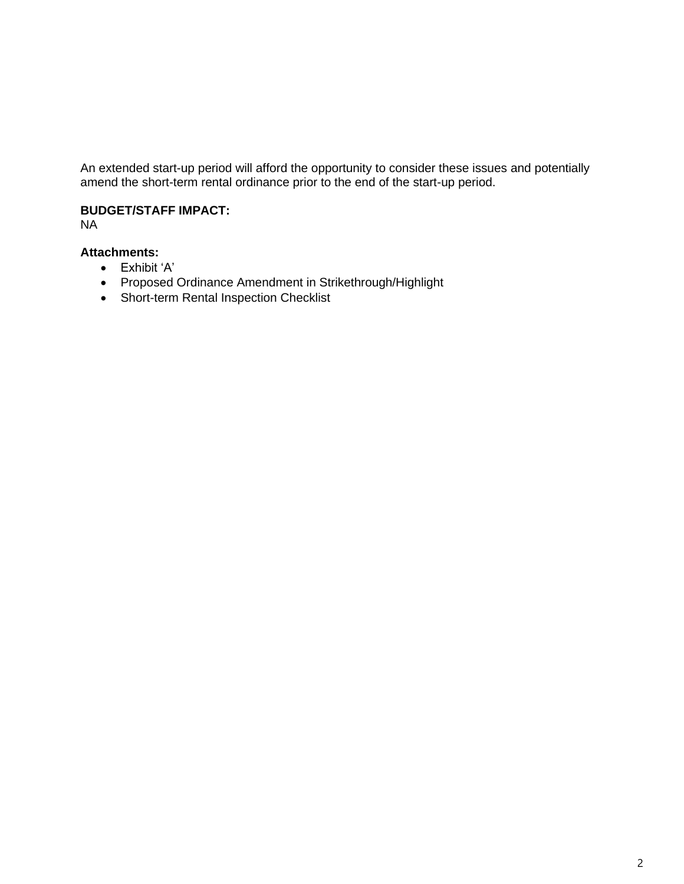An extended start-up period will afford the opportunity to consider these issues and potentially amend the short-term rental ordinance prior to the end of the start-up period.

**BUDGET/STAFF IMPACT:**
NA

**Attachments:**

- Exhibit 'A'
- Proposed Ordinance Amendment in Strikethrough/Highlight
- Short-term Rental Inspection Checklist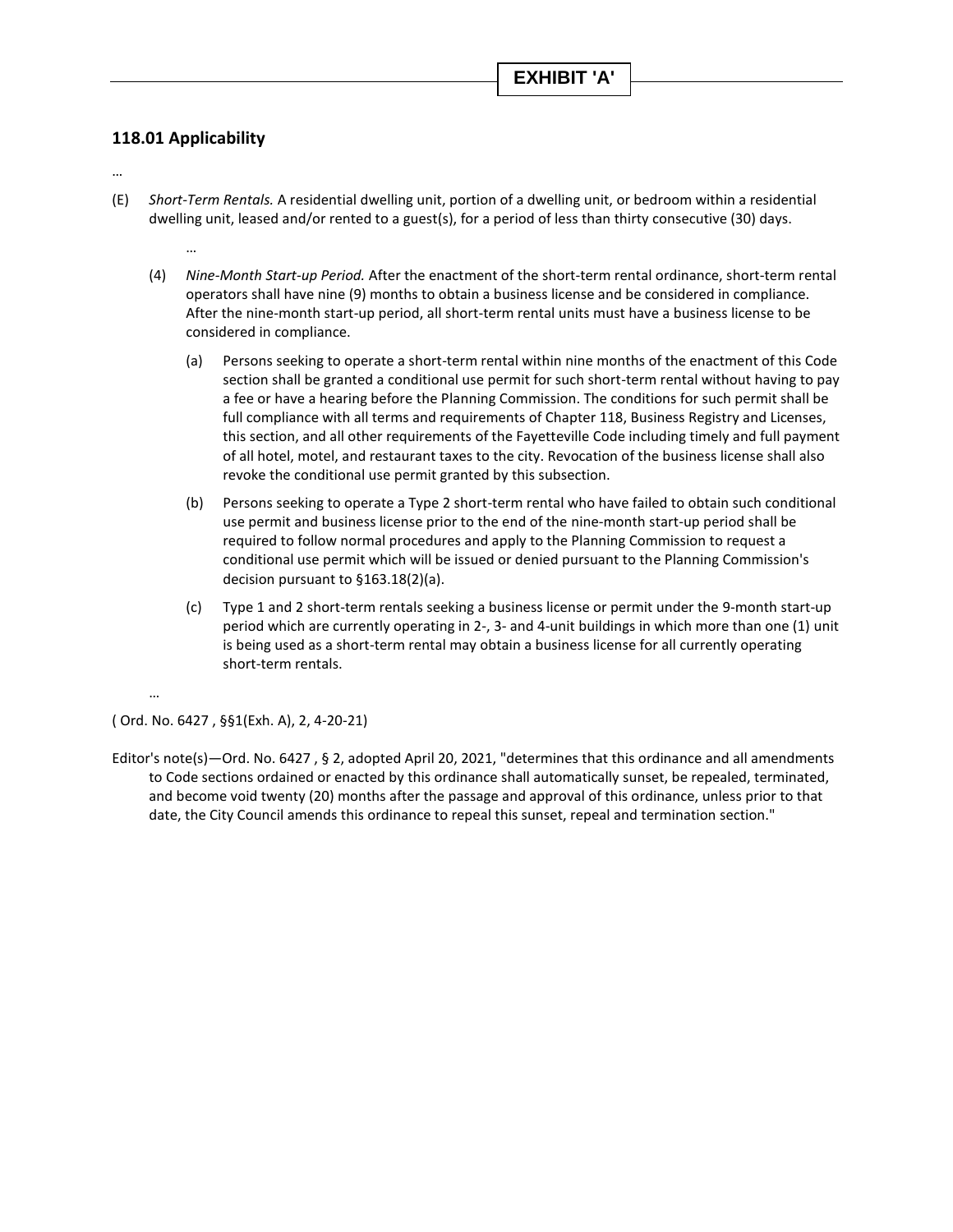**EXHIBIT 'A'**

### 118.01 Applicability

…

(E) *Short-Term Rentals.* A residential dwelling unit, portion of a dwelling unit, or bedroom within a residential dwelling unit, leased and/or rented to a guest(s), for a period of less than thirty consecutive (30) days.

…

(4) *Nine-Month Start-up Period.* After the enactment of the short-term rental ordinance, short-term rental operators shall have nine (9) months to obtain a business license and be considered in compliance. After the nine-month start-up period, all short-term rental units must have a business license to be considered in compliance.

(a) Persons seeking to operate a short-term rental within nine months of the enactment of this Code section shall be granted a conditional use permit for such short-term rental without having to pay a fee or have a hearing before the Planning Commission. The conditions for such permit shall be full compliance with all terms and requirements of Chapter 118, Business Registry and Licenses, this section, and all other requirements of the Fayetteville Code including timely and full payment of all hotel, motel, and restaurant taxes to the city. Revocation of the business license shall also revoke the conditional use permit granted by this subsection.

(b) Persons seeking to operate a Type 2 short-term rental who have failed to obtain such conditional use permit and business license prior to the end of the nine-month start-up period shall be required to follow normal procedures and apply to the Planning Commission to request a conditional use permit which will be issued or denied pursuant to the Planning Commission's decision pursuant to §163.18(2)(a).

(c) Type 1 and 2 short-term rentals seeking a business license or permit under the 9-month start-up period which are currently operating in 2-, 3- and 4-unit buildings in which more than one (1) unit is being used as a short-term rental may obtain a business license for all currently operating short-term rentals.

…

( Ord. No. 6427 , §§1(Exh. A), 2, 4-20-21)

Editor's note(s)—Ord. No. 6427 , § 2, adopted April 20, 2021, "determines that this ordinance and all amendments to Code sections ordained or enacted by this ordinance shall automatically sunset, be repealed, terminated, and become void twenty (20) months after the passage and approval of this ordinance, unless prior to that date, the City Council amends this ordinance to repeal this sunset, repeal and termination section."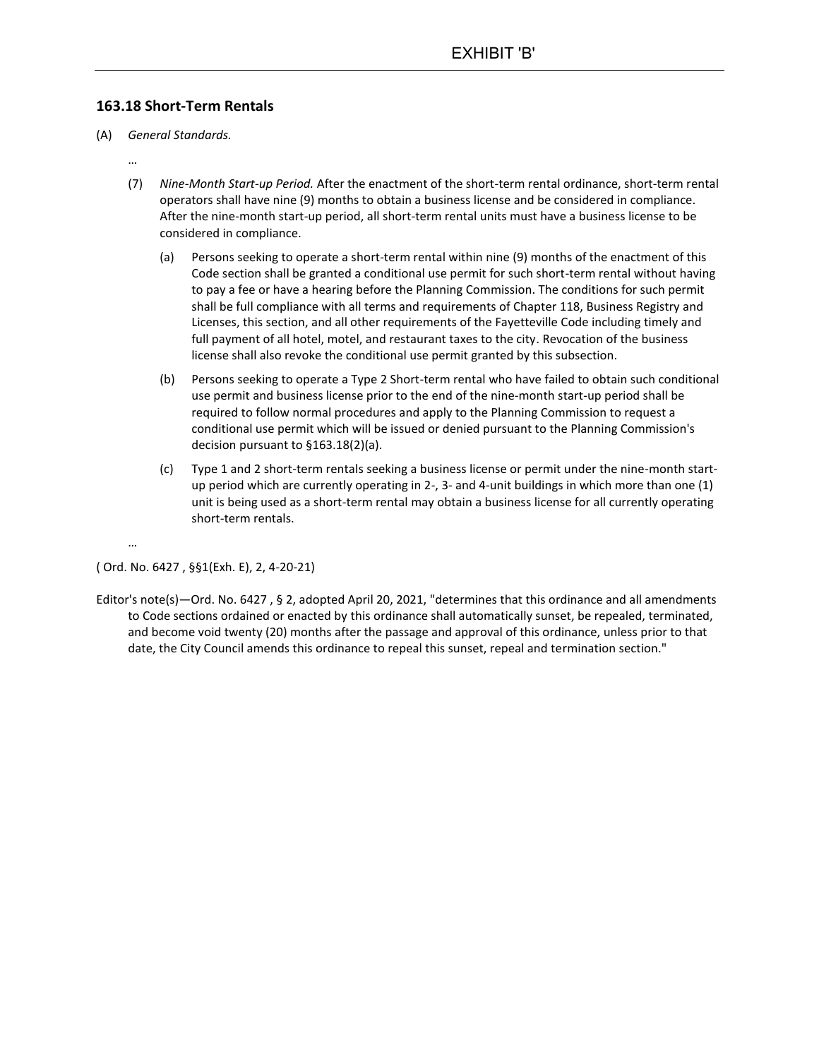EXHIBIT 'B'

## 163.18 Short-Term Rentals

(A) *General Standards.*

…

(7) *Nine-Month Start-up Period.* After the enactment of the short-term rental ordinance, short-term rental operators shall have nine (9) months to obtain a business license and be considered in compliance. After the nine-month start-up period, all short-term rental units must have a business license to be considered in compliance.

(a) Persons seeking to operate a short-term rental within nine (9) months of the enactment of this Code section shall be granted a conditional use permit for such short-term rental without having to pay a fee or have a hearing before the Planning Commission. The conditions for such permit shall be full compliance with all terms and requirements of Chapter 118, Business Registry and Licenses, this section, and all other requirements of the Fayetteville Code including timely and full payment of all hotel, motel, and restaurant taxes to the city. Revocation of the business license shall also revoke the conditional use permit granted by this subsection.

(b) Persons seeking to operate a Type 2 Short-term rental who have failed to obtain such conditional use permit and business license prior to the end of the nine-month start-up period shall be required to follow normal procedures and apply to the Planning Commission to request a conditional use permit which will be issued or denied pursuant to the Planning Commission's decision pursuant to §163.18(2)(a).

(c) Type 1 and 2 short-term rentals seeking a business license or permit under the nine-month start-up period which are currently operating in 2-, 3- and 4-unit buildings in which more than one (1) unit is being used as a short-term rental may obtain a business license for all currently operating short-term rentals.

…

( Ord. No. 6427 , §§1(Exh. E), 2, 4-20-21)

Editor's note(s)—Ord. No. 6427 , § 2, adopted April 20, 2021, "determines that this ordinance and all amendments to Code sections ordained or enacted by this ordinance shall automatically sunset, be repealed, terminated, and become void twenty (20) months after the passage and approval of this ordinance, unless prior to that date, the City Council amends this ordinance to repeal this sunset, repeal and termination section."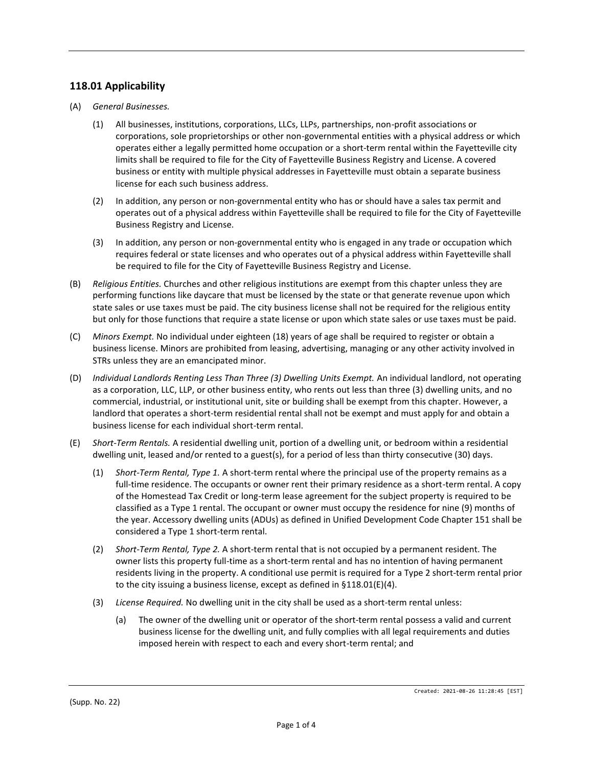## 118.01 Applicability

(A) *General Businesses.*

(1) All businesses, institutions, corporations, LLCs, LLPs, partnerships, non-profit associations or corporations, sole proprietorships or other non-governmental entities with a physical address or which operates either a legally permitted home occupation or a short-term rental within the Fayetteville city limits shall be required to file for the City of Fayetteville Business Registry and License. A covered business or entity with multiple physical addresses in Fayetteville must obtain a separate business license for each such business address.

(2) In addition, any person or non-governmental entity who has or should have a sales tax permit and operates out of a physical address within Fayetteville shall be required to file for the City of Fayetteville Business Registry and License.

(3) In addition, any person or non-governmental entity who is engaged in any trade or occupation which requires federal or state licenses and who operates out of a physical address within Fayetteville shall be required to file for the City of Fayetteville Business Registry and License.

(B) *Religious Entities.* Churches and other religious institutions are exempt from this chapter unless they are performing functions like daycare that must be licensed by the state or that generate revenue upon which state sales or use taxes must be paid. The city business license shall not be required for the religious entity but only for those functions that require a state license or upon which state sales or use taxes must be paid.

(C) *Minors Exempt.* No individual under eighteen (18) years of age shall be required to register or obtain a business license. Minors are prohibited from leasing, advertising, managing or any other activity involved in STRs unless they are an emancipated minor.

(D) *Individual Landlords Renting Less Than Three (3) Dwelling Units Exempt.* An individual landlord, not operating as a corporation, LLC, LLP, or other business entity, who rents out less than three (3) dwelling units, and no commercial, industrial, or institutional unit, site or building shall be exempt from this chapter. However, a landlord that operates a short-term residential rental shall not be exempt and must apply for and obtain a business license for each individual short-term rental.

(E) *Short-Term Rentals.* A residential dwelling unit, portion of a dwelling unit, or bedroom within a residential dwelling unit, leased and/or rented to a guest(s), for a period of less than thirty consecutive (30) days.

(1) *Short-Term Rental, Type 1.* A short-term rental where the principal use of the property remains as a full-time residence. The occupants or owner rent their primary residence as a short-term rental. A copy of the Homestead Tax Credit or long-term lease agreement for the subject property is required to be classified as a Type 1 rental. The occupant or owner must occupy the residence for nine (9) months of the year. Accessory dwelling units (ADUs) as defined in Unified Development Code Chapter 151 shall be considered a Type 1 short-term rental.

(2) *Short-Term Rental, Type 2.* A short-term rental that is not occupied by a permanent resident. The owner lists this property full-time as a short-term rental and has no intention of having permanent residents living in the property. A conditional use permit is required for a Type 2 short-term rental prior to the city issuing a business license, except as defined in §118.01(E)(4).

(3) *License Required.* No dwelling unit in the city shall be used as a short-term rental unless:

(a) The owner of the dwelling unit or operator of the short-term rental possess a valid and current business license for the dwelling unit, and fully complies with all legal requirements and duties imposed herein with respect to each and every short-term rental; and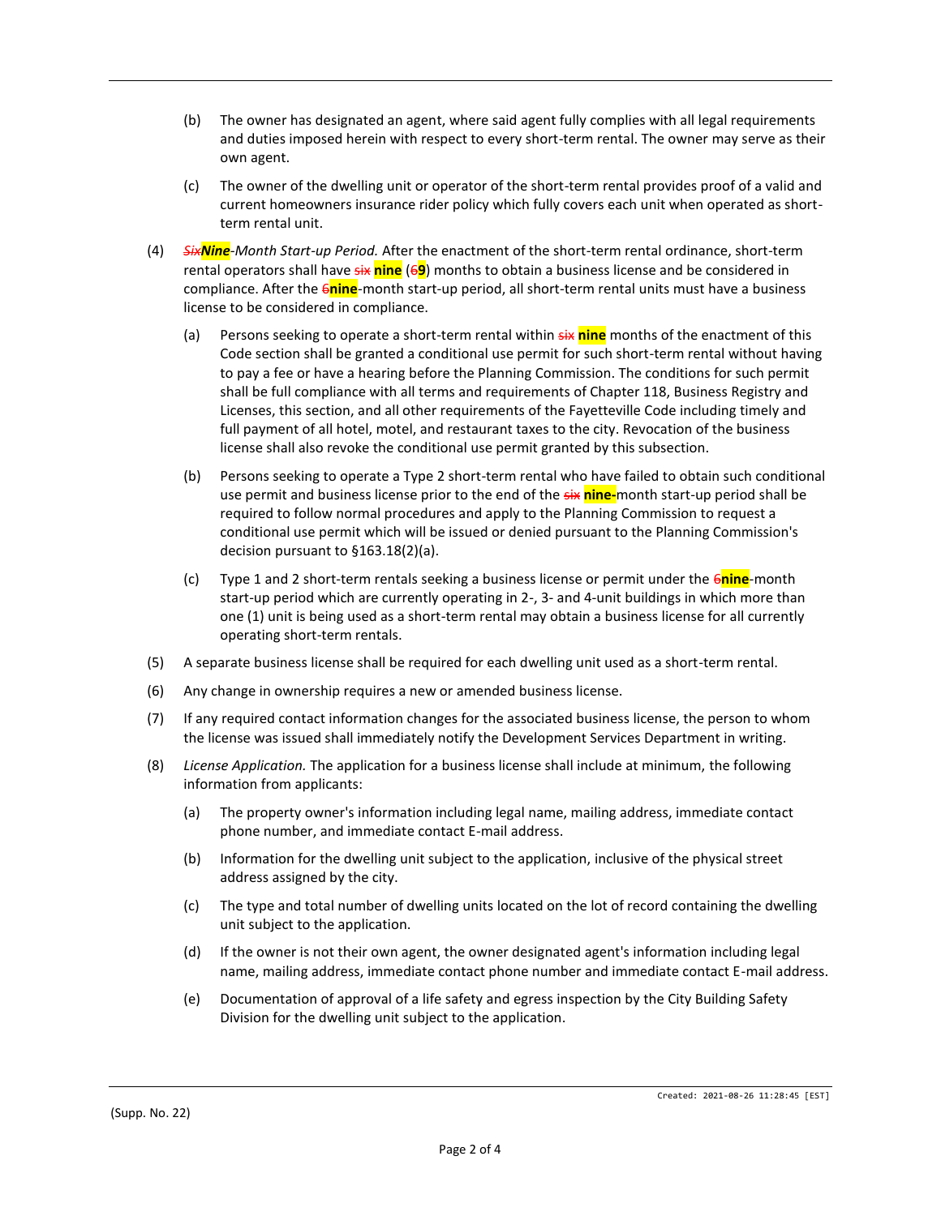(b) The owner has designated an agent, where said agent fully complies with all legal requirements and duties imposed herein with respect to every short-term rental. The owner may serve as their own agent.

(c) The owner of the dwelling unit or operator of the short-term rental provides proof of a valid and current homeowners insurance rider policy which fully covers each unit when operated as short-term rental unit.

(4) ~~*Six*~~***Nine***-*Month Start-up Period.* After the enactment of the short-term rental ordinance, short-term rental operators shall have ~~six~~ **nine** (~~6~~**9**) months to obtain a business license and be considered in compliance. After the ~~6~~**nine**-month start-up period, all short-term rental units must have a business license to be considered in compliance.

(a) Persons seeking to operate a short-term rental within ~~six~~ **nine** months of the enactment of this Code section shall be granted a conditional use permit for such short-term rental without having to pay a fee or have a hearing before the Planning Commission. The conditions for such permit shall be full compliance with all terms and requirements of Chapter 118, Business Registry and Licenses, this section, and all other requirements of the Fayetteville Code including timely and full payment of all hotel, motel, and restaurant taxes to the city. Revocation of the business license shall also revoke the conditional use permit granted by this subsection.

(b) Persons seeking to operate a Type 2 short-term rental who have failed to obtain such conditional use permit and business license prior to the end of the ~~six~~ **nine-**month start-up period shall be required to follow normal procedures and apply to the Planning Commission to request a conditional use permit which will be issued or denied pursuant to the Planning Commission's decision pursuant to §163.18(2)(a).

(c) Type 1 and 2 short-term rentals seeking a business license or permit under the ~~6~~**nine**-month start-up period which are currently operating in 2-, 3- and 4-unit buildings in which more than one (1) unit is being used as a short-term rental may obtain a business license for all currently operating short-term rentals.

(5) A separate business license shall be required for each dwelling unit used as a short-term rental.

(6) Any change in ownership requires a new or amended business license.

(7) If any required contact information changes for the associated business license, the person to whom the license was issued shall immediately notify the Development Services Department in writing.

(8) *License Application.* The application for a business license shall include at minimum, the following information from applicants:

(a) The property owner's information including legal name, mailing address, immediate contact phone number, and immediate contact E-mail address.

(b) Information for the dwelling unit subject to the application, inclusive of the physical street address assigned by the city.

(c) The type and total number of dwelling units located on the lot of record containing the dwelling unit subject to the application.

(d) If the owner is not their own agent, the owner designated agent's information including legal name, mailing address, immediate contact phone number and immediate contact E-mail address.

(e) Documentation of approval of a life safety and egress inspection by the City Building Safety Division for the dwelling unit subject to the application.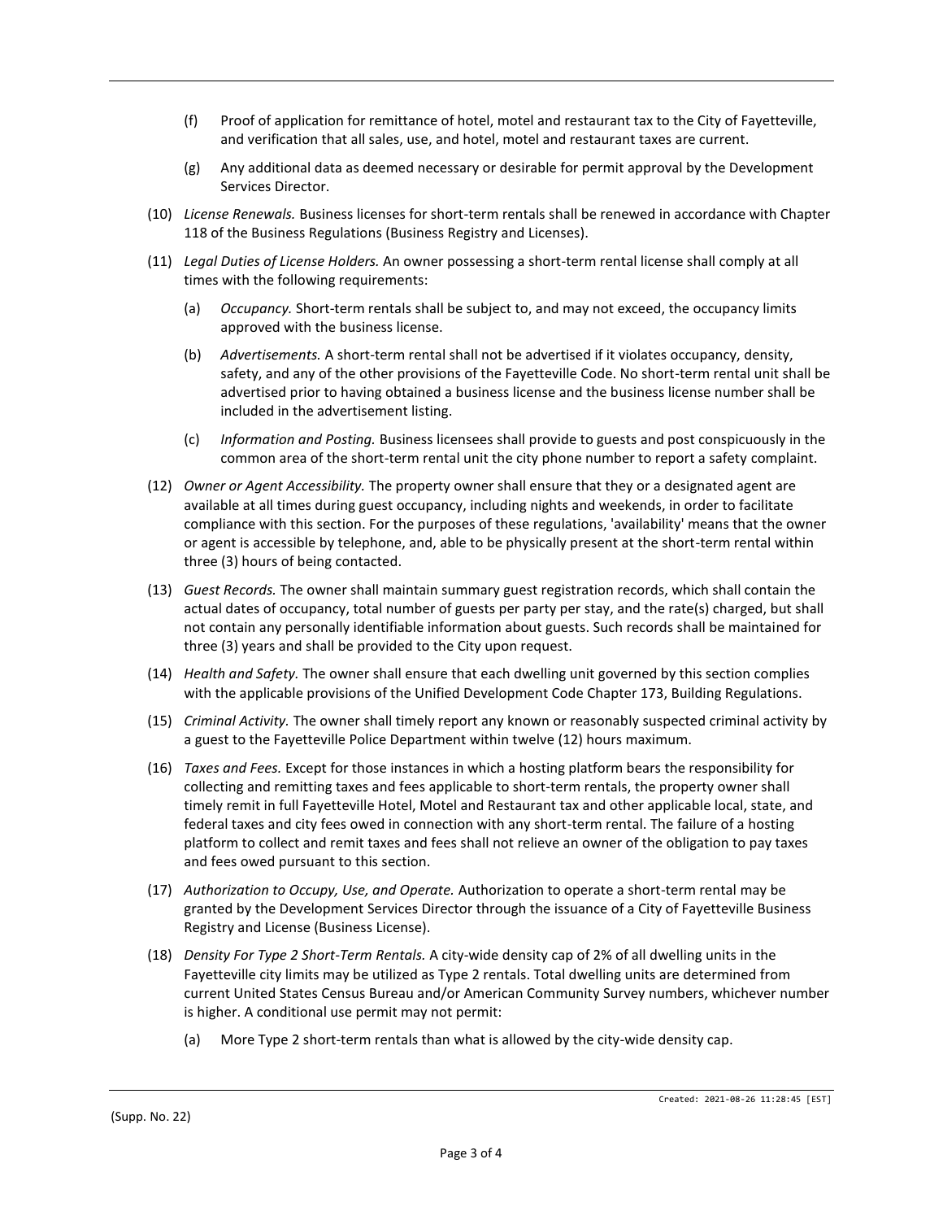(f) Proof of application for remittance of hotel, motel and restaurant tax to the City of Fayetteville, and verification that all sales, use, and hotel, motel and restaurant taxes are current.

(g) Any additional data as deemed necessary or desirable for permit approval by the Development Services Director.

(10) *License Renewals.* Business licenses for short-term rentals shall be renewed in accordance with Chapter 118 of the Business Regulations (Business Registry and Licenses).

(11) *Legal Duties of License Holders.* An owner possessing a short-term rental license shall comply at all times with the following requirements:

(a) *Occupancy.* Short-term rentals shall be subject to, and may not exceed, the occupancy limits approved with the business license.

(b) *Advertisements.* A short-term rental shall not be advertised if it violates occupancy, density, safety, and any of the other provisions of the Fayetteville Code. No short-term rental unit shall be advertised prior to having obtained a business license and the business license number shall be included in the advertisement listing.

(c) *Information and Posting.* Business licensees shall provide to guests and post conspicuously in the common area of the short-term rental unit the city phone number to report a safety complaint.

(12) *Owner or Agent Accessibility.* The property owner shall ensure that they or a designated agent are available at all times during guest occupancy, including nights and weekends, in order to facilitate compliance with this section. For the purposes of these regulations, 'availability' means that the owner or agent is accessible by telephone, and, able to be physically present at the short-term rental within three (3) hours of being contacted.

(13) *Guest Records.* The owner shall maintain summary guest registration records, which shall contain the actual dates of occupancy, total number of guests per party per stay, and the rate(s) charged, but shall not contain any personally identifiable information about guests. Such records shall be maintained for three (3) years and shall be provided to the City upon request.

(14) *Health and Safety.* The owner shall ensure that each dwelling unit governed by this section complies with the applicable provisions of the Unified Development Code Chapter 173, Building Regulations.

(15) *Criminal Activity.* The owner shall timely report any known or reasonably suspected criminal activity by a guest to the Fayetteville Police Department within twelve (12) hours maximum.

(16) *Taxes and Fees.* Except for those instances in which a hosting platform bears the responsibility for collecting and remitting taxes and fees applicable to short-term rentals, the property owner shall timely remit in full Fayetteville Hotel, Motel and Restaurant tax and other applicable local, state, and federal taxes and city fees owed in connection with any short-term rental. The failure of a hosting platform to collect and remit taxes and fees shall not relieve an owner of the obligation to pay taxes and fees owed pursuant to this section.

(17) *Authorization to Occupy, Use, and Operate.* Authorization to operate a short-term rental may be granted by the Development Services Director through the issuance of a City of Fayetteville Business Registry and License (Business License).

(18) *Density For Type 2 Short-Term Rentals.* A city-wide density cap of 2% of all dwelling units in the Fayetteville city limits may be utilized as Type 2 rentals. Total dwelling units are determined from current United States Census Bureau and/or American Community Survey numbers, whichever number is higher. A conditional use permit may not permit:

(a) More Type 2 short-term rentals than what is allowed by the city-wide density cap.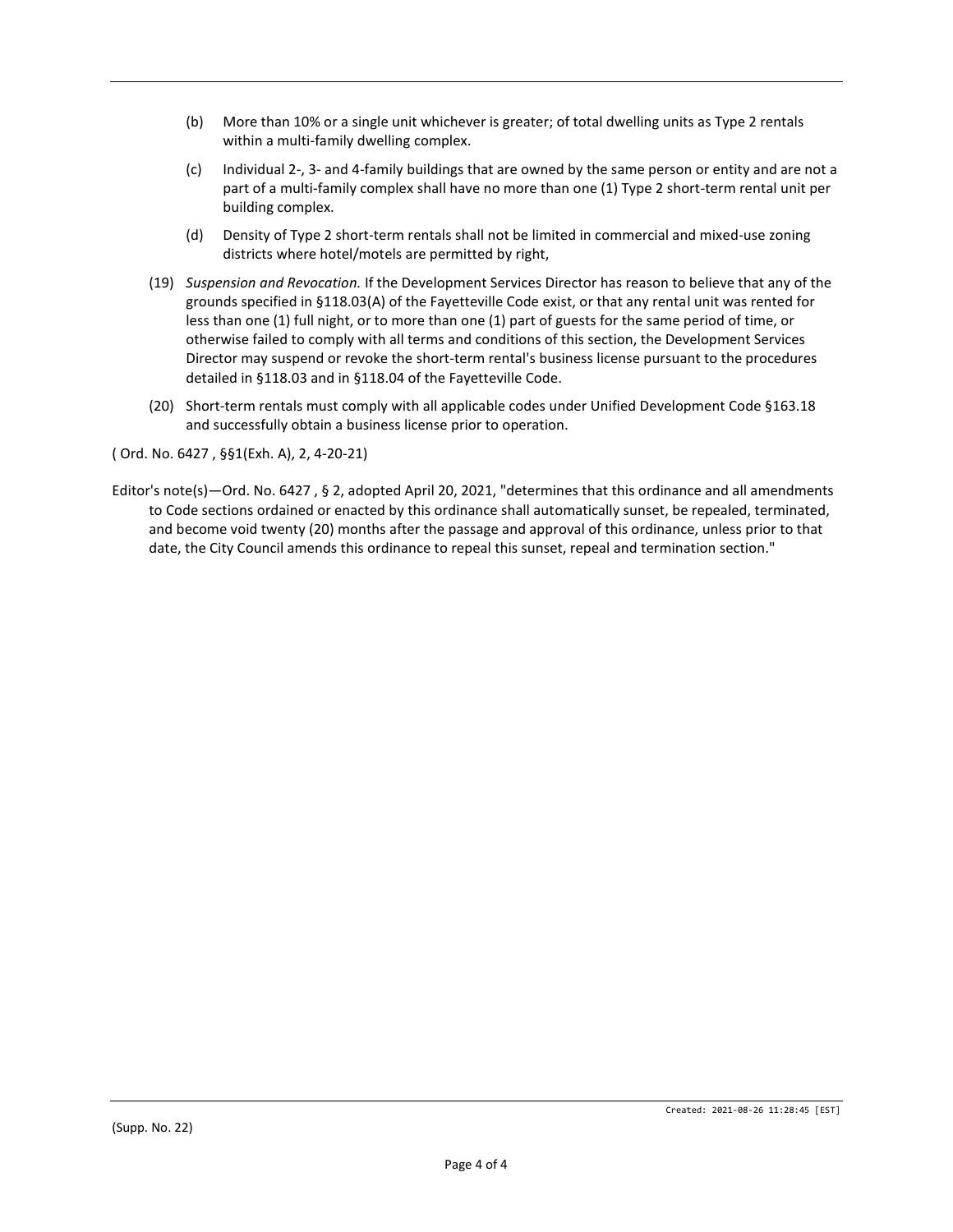(b) More than 10% or a single unit whichever is greater; of total dwelling units as Type 2 rentals within a multi-family dwelling complex.

(c) Individual 2-, 3- and 4-family buildings that are owned by the same person or entity and are not a part of a multi-family complex shall have no more than one (1) Type 2 short-term rental unit per building complex.

(d) Density of Type 2 short-term rentals shall not be limited in commercial and mixed-use zoning districts where hotel/motels are permitted by right,

(19) *Suspension and Revocation.* If the Development Services Director has reason to believe that any of the grounds specified in §118.03(A) of the Fayetteville Code exist, or that any rental unit was rented for less than one (1) full night, or to more than one (1) part of guests for the same period of time, or otherwise failed to comply with all terms and conditions of this section, the Development Services Director may suspend or revoke the short-term rental's business license pursuant to the procedures detailed in §118.03 and in §118.04 of the Fayetteville Code.

(20) Short-term rentals must comply with all applicable codes under Unified Development Code §163.18 and successfully obtain a business license prior to operation.

( Ord. No. 6427 , §§1(Exh. A), 2, 4-20-21)

Editor's note(s)—Ord. No. 6427 , § 2, adopted April 20, 2021, "determines that this ordinance and all amendments to Code sections ordained or enacted by this ordinance shall automatically sunset, be repealed, terminated, and become void twenty (20) months after the passage and approval of this ordinance, unless prior to that date, the City Council amends this ordinance to repeal this sunset, repeal and termination section."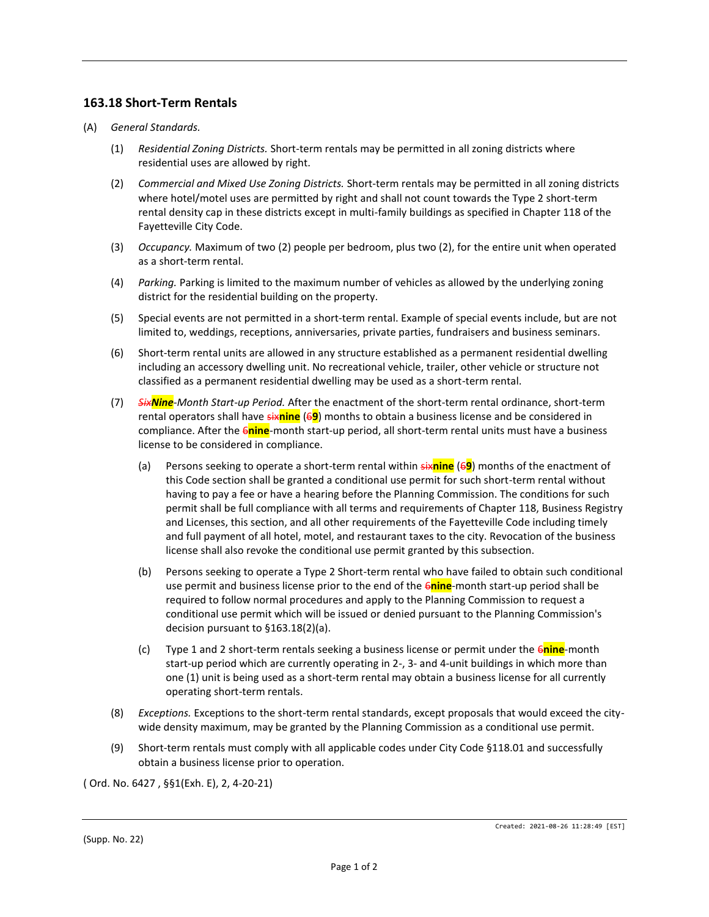## 163.18 Short-Term Rentals

(A) *General Standards.*

(1) *Residential Zoning Districts.* Short-term rentals may be permitted in all zoning districts where residential uses are allowed by right.

(2) *Commercial and Mixed Use Zoning Districts.* Short-term rentals may be permitted in all zoning districts where hotel/motel uses are permitted by right and shall not count towards the Type 2 short-term rental density cap in these districts except in multi-family buildings as specified in Chapter 118 of the Fayetteville City Code.

(3) *Occupancy.* Maximum of two (2) people per bedroom, plus two (2), for the entire unit when operated as a short-term rental.

(4) *Parking.* Parking is limited to the maximum number of vehicles as allowed by the underlying zoning district for the residential building on the property.

(5) Special events are not permitted in a short-term rental. Example of special events include, but are not limited to, weddings, receptions, anniversaries, private parties, fundraisers and business seminars.

(6) Short-term rental units are allowed in any structure established as a permanent residential dwelling including an accessory dwelling unit. No recreational vehicle, trailer, other vehicle or structure not classified as a permanent residential dwelling may be used as a short-term rental.

(7) *~~Six~~**Nine**-Month Start-up Period.* After the enactment of the short-term rental ordinance, short-term rental operators shall have ~~six~~**nine** (~~6~~**9**) months to obtain a business license and be considered in compliance. After the ~~6~~**nine**-month start-up period, all short-term rental units must have a business license to be considered in compliance.

(a) Persons seeking to operate a short-term rental within ~~six~~**nine** (~~6~~**9**) months of the enactment of this Code section shall be granted a conditional use permit for such short-term rental without having to pay a fee or have a hearing before the Planning Commission. The conditions for such permit shall be full compliance with all terms and requirements of Chapter 118, Business Registry and Licenses, this section, and all other requirements of the Fayetteville Code including timely and full payment of all hotel, motel, and restaurant taxes to the city. Revocation of the business license shall also revoke the conditional use permit granted by this subsection.

(b) Persons seeking to operate a Type 2 Short-term rental who have failed to obtain such conditional use permit and business license prior to the end of the ~~6~~**nine**-month start-up period shall be required to follow normal procedures and apply to the Planning Commission to request a conditional use permit which will be issued or denied pursuant to the Planning Commission's decision pursuant to §163.18(2)(a).

(c) Type 1 and 2 short-term rentals seeking a business license or permit under the ~~6~~**nine**-month start-up period which are currently operating in 2-, 3- and 4-unit buildings in which more than one (1) unit is being used as a short-term rental may obtain a business license for all currently operating short-term rentals.

(8) *Exceptions.* Exceptions to the short-term rental standards, except proposals that would exceed the city-wide density maximum, may be granted by the Planning Commission as a conditional use permit.

(9) Short-term rentals must comply with all applicable codes under City Code §118.01 and successfully obtain a business license prior to operation.

( Ord. No. 6427 , §§1(Exh. E), 2, 4-20-21)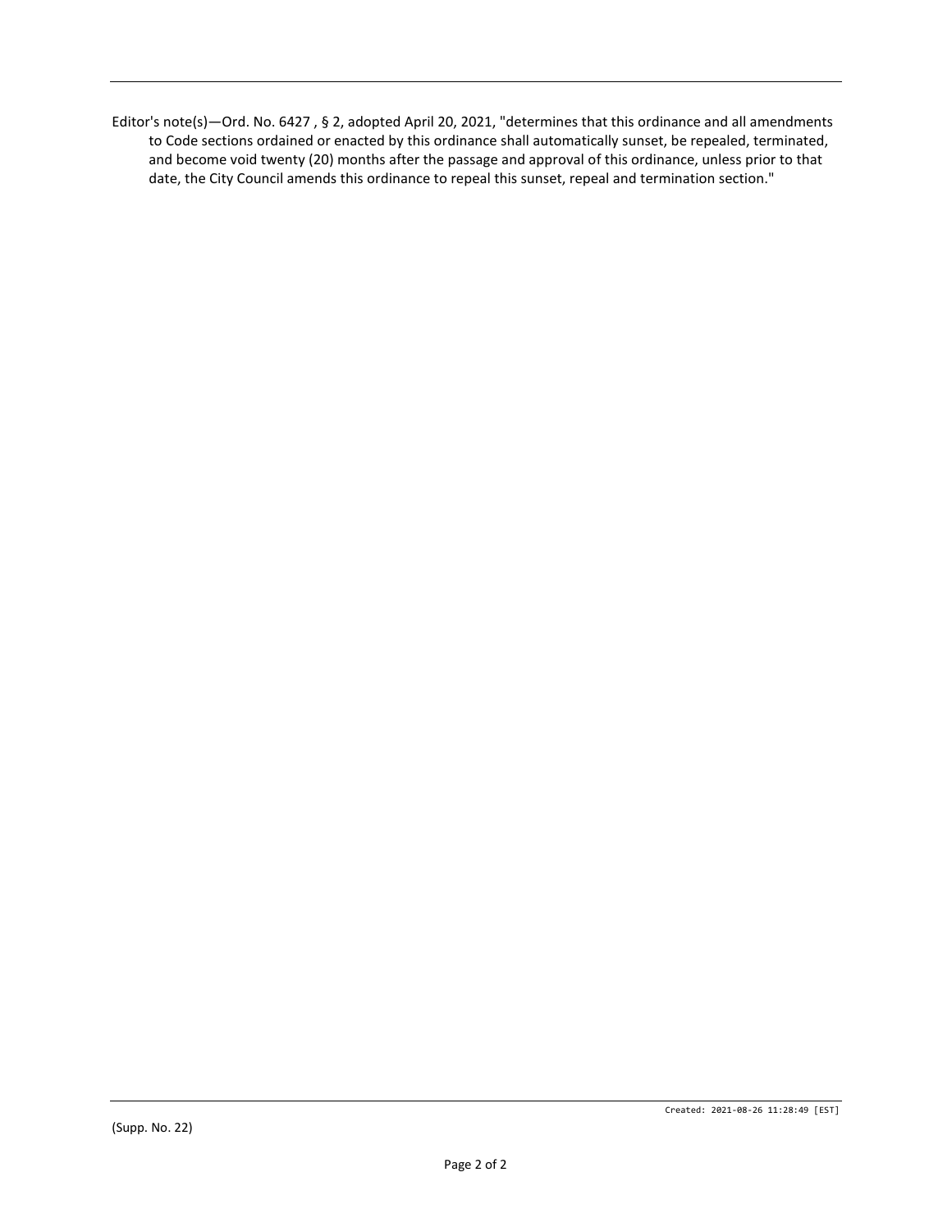Editor's note(s)—Ord. No. 6427 , § 2, adopted April 20, 2021, "determines that this ordinance and all amendments to Code sections ordained or enacted by this ordinance shall automatically sunset, be repealed, terminated, and become void twenty (20) months after the passage and approval of this ordinance, unless prior to that date, the City Council amends this ordinance to repeal this sunset, repeal and termination section."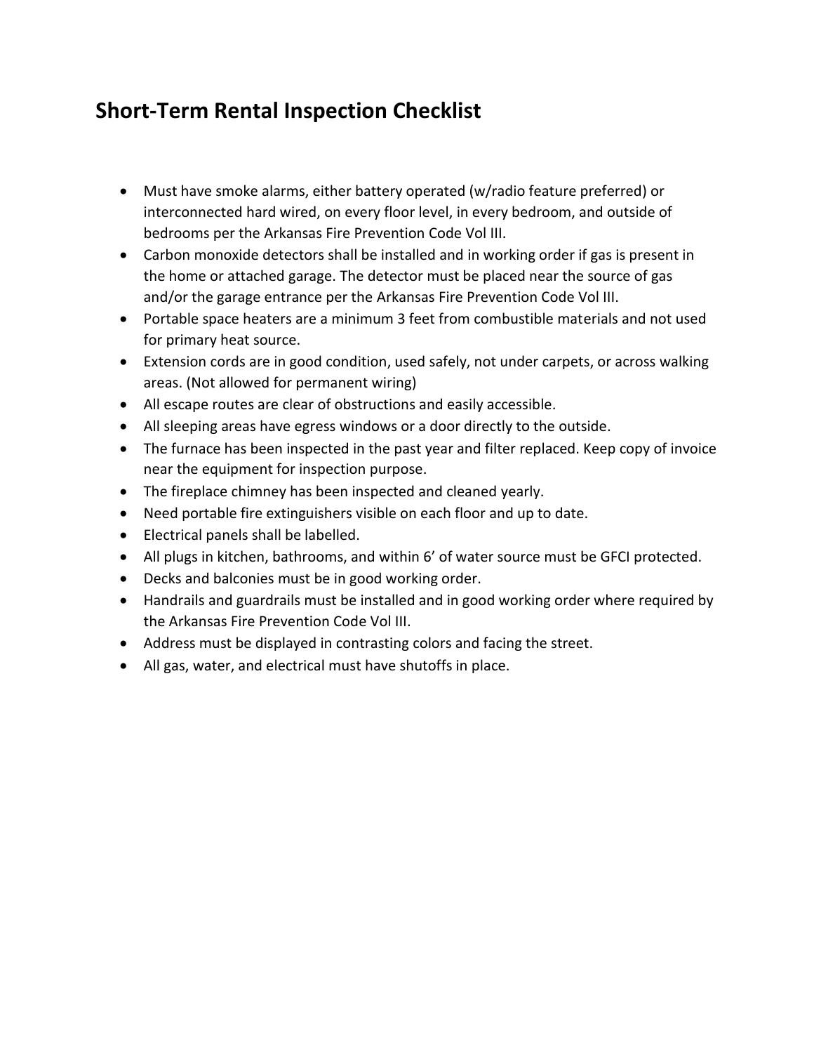## Short-Term Rental Inspection Checklist

- Must have smoke alarms, either battery operated (w/radio feature preferred) or interconnected hard wired, on every floor level, in every bedroom, and outside of bedrooms per the Arkansas Fire Prevention Code Vol III.
- Carbon monoxide detectors shall be installed and in working order if gas is present in the home or attached garage. The detector must be placed near the source of gas and/or the garage entrance per the Arkansas Fire Prevention Code Vol III.
- Portable space heaters are a minimum 3 feet from combustible materials and not used for primary heat source.
- Extension cords are in good condition, used safely, not under carpets, or across walking areas. (Not allowed for permanent wiring)
- All escape routes are clear of obstructions and easily accessible.
- All sleeping areas have egress windows or a door directly to the outside.
- The furnace has been inspected in the past year and filter replaced. Keep copy of invoice near the equipment for inspection purpose.
- The fireplace chimney has been inspected and cleaned yearly.
- Need portable fire extinguishers visible on each floor and up to date.
- Electrical panels shall be labelled.
- All plugs in kitchen, bathrooms, and within 6' of water source must be GFCI protected.
- Decks and balconies must be in good working order.
- Handrails and guardrails must be installed and in good working order where required by the Arkansas Fire Prevention Code Vol III.
- Address must be displayed in contrasting colors and facing the street.
- All gas, water, and electrical must have shutoffs in place.